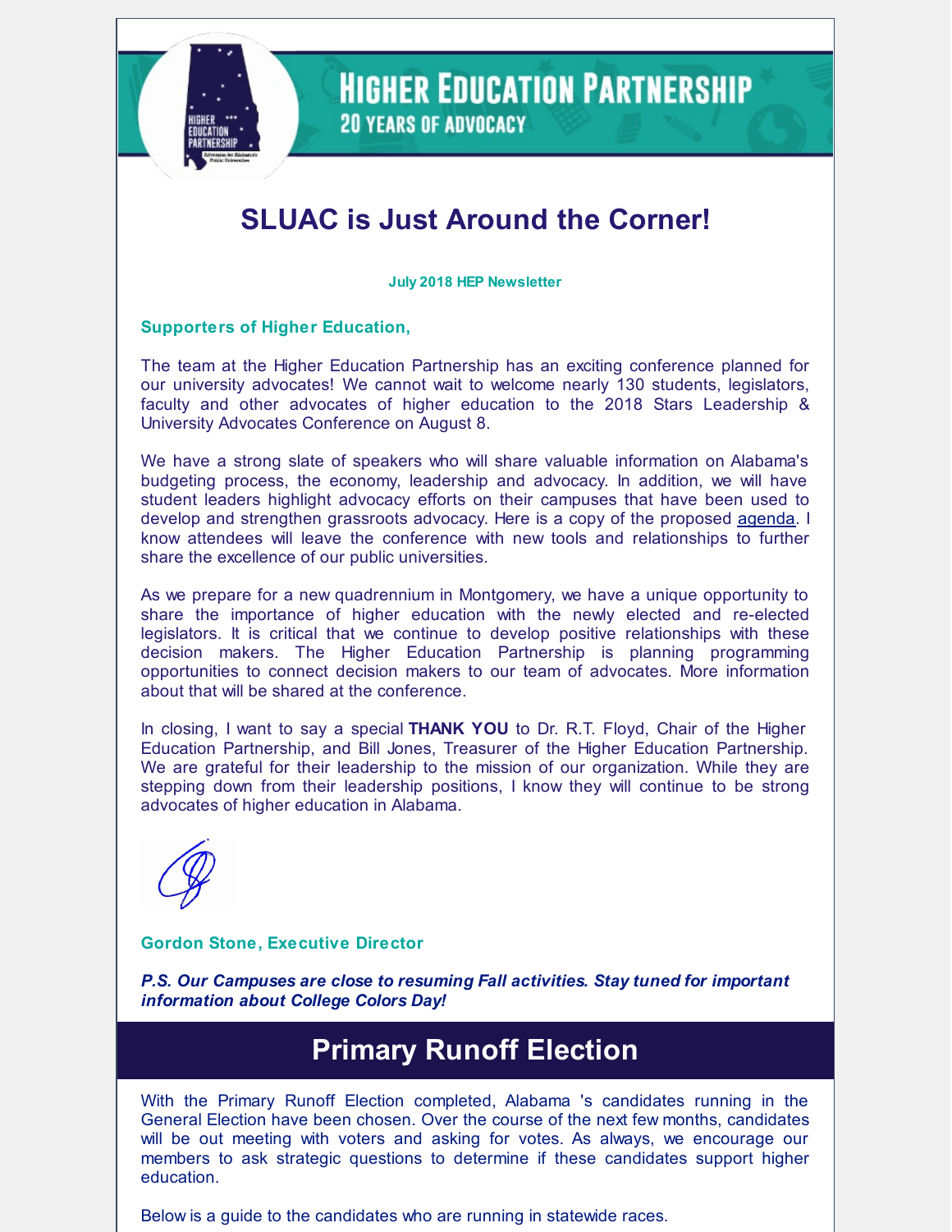# Higher Education Partnership

## 20 Years of Advocacy

# SLUAC is Just Around the Corner!

**July 2018 HEP Newsletter**

**Supporters of Higher Education,**

The team at the Higher Education Partnership has an exciting conference planned for our university advocates! We cannot wait to welcome nearly 130 students, legislators, faculty and other advocates of higher education to the 2018 Stars Leadership & University Advocates Conference on August 8.

We have a strong slate of speakers who will share valuable information on Alabama's budgeting process, the economy, leadership and advocacy. In addition, we will have student leaders highlight advocacy efforts on their campuses that have been used to develop and strengthen grassroots advocacy. Here is a copy of the proposed agenda. I know attendees will leave the conference with new tools and relationships to further share the excellence of our public universities.

As we prepare for a new quadrennium in Montgomery, we have a unique opportunity to share the importance of higher education with the newly elected and re-elected legislators. It is critical that we continue to develop positive relationships with these decision makers. The Higher Education Partnership is planning programming opportunities to connect decision makers to our team of advocates. More information about that will be shared at the conference.

In closing, I want to say a special **THANK YOU** to Dr. R.T. Floyd, Chair of the Higher Education Partnership, and Bill Jones, Treasurer of the Higher Education Partnership. We are grateful for their leadership to the mission of our organization. While they are stepping down from their leadership positions, I know they will continue to be strong advocates of higher education in Alabama.

**Gordon Stone, Executive Director**

***P.S. Our Campuses are close to resuming Fall activities. Stay tuned for important information about College Colors Day!***

# Primary Runoff Election

With the Primary Runoff Election completed, Alabama 's candidates running in the General Election have been chosen. Over the course of the next few months, candidates will be out meeting with voters and asking for votes. As always, we encourage our members to ask strategic questions to determine if these candidates support higher education.

Below is a guide to the candidates who are running in statewide races.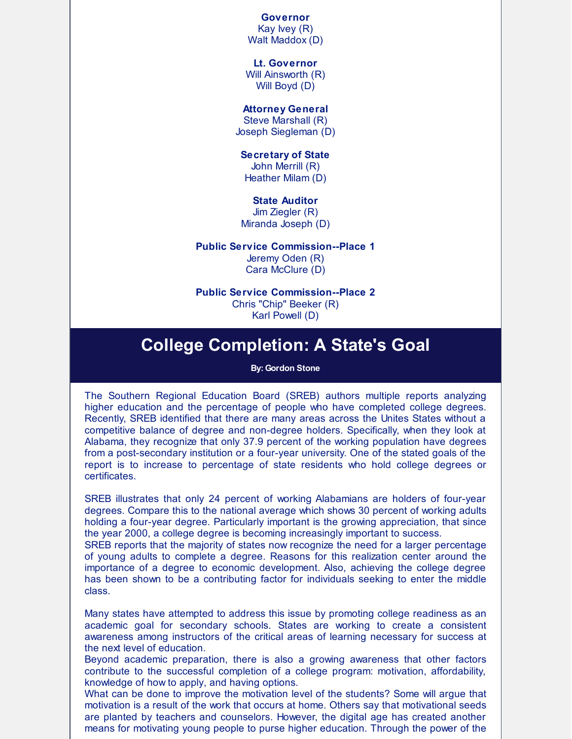**Governor**
Kay Ivey (R)
Walt Maddox (D)

**Lt. Governor**
Will Ainsworth (R)
Will Boyd (D)

**Attorney General**
Steve Marshall (R)
Joseph Siegleman (D)

**Secretary of State**
John Merrill (R)
Heather Milam (D)

**State Auditor**
Jim Ziegler (R)
Miranda Joseph (D)

**Public Service Commission--Place 1**
Jeremy Oden (R)
Cara McClure (D)

**Public Service Commission--Place 2**
Chris "Chip" Beeker (R)
Karl Powell (D)

# College Completion: A State's Goal

**By: Gordon Stone**

The Southern Regional Education Board (SREB) authors multiple reports analyzing higher education and the percentage of people who have completed college degrees. Recently, SREB identified that there are many areas across the Unites States without a competitive balance of degree and non-degree holders. Specifically, when they look at Alabama, they recognize that only 37.9 percent of the working population have degrees from a post-secondary institution or a four-year university. One of the stated goals of the report is to increase to percentage of state residents who hold college degrees or certificates.

SREB illustrates that only 24 percent of working Alabamians are holders of four-year degrees. Compare this to the national average which shows 30 percent of working adults holding a four-year degree. Particularly important is the growing appreciation, that since the year 2000, a college degree is becoming increasingly important to success.

SREB reports that the majority of states now recognize the need for a larger percentage of young adults to complete a degree. Reasons for this realization center around the importance of a degree to economic development. Also, achieving the college degree has been shown to be a contributing factor for individuals seeking to enter the middle class.

Many states have attempted to address this issue by promoting college readiness as an academic goal for secondary schools. States are working to create a consistent awareness among instructors of the critical areas of learning necessary for success at the next level of education.

Beyond academic preparation, there is also a growing awareness that other factors contribute to the successful completion of a college program: motivation, affordability, knowledge of how to apply, and having options.

What can be done to improve the motivation level of the students? Some will argue that motivation is a result of the work that occurs at home. Others say that motivational seeds are planted by teachers and counselors. However, the digital age has created another means for motivating young people to purse higher education. Through the power of the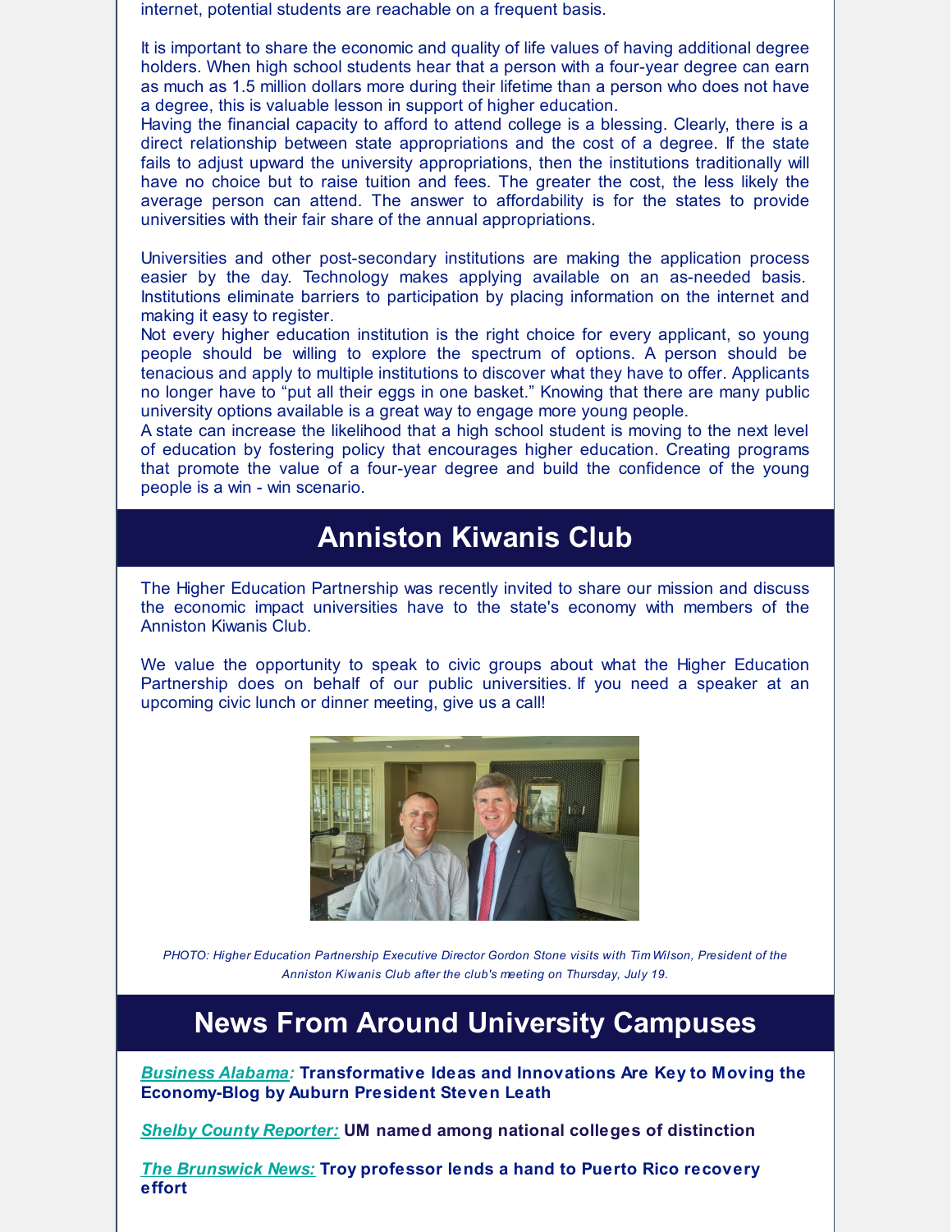internet, potential students are reachable on a frequent basis.

It is important to share the economic and quality of life values of having additional degree holders. When high school students hear that a person with a four-year degree can earn as much as 1.5 million dollars more during their lifetime than a person who does not have a degree, this is valuable lesson in support of higher education.

Having the financial capacity to afford to attend college is a blessing. Clearly, there is a direct relationship between state appropriations and the cost of a degree. If the state fails to adjust upward the university appropriations, then the institutions traditionally will have no choice but to raise tuition and fees. The greater the cost, the less likely the average person can attend. The answer to affordability is for the states to provide universities with their fair share of the annual appropriations.

Universities and other post-secondary institutions are making the application process easier by the day. Technology makes applying available on an as-needed basis. Institutions eliminate barriers to participation by placing information on the internet and making it easy to register.

Not every higher education institution is the right choice for every applicant, so young people should be willing to explore the spectrum of options. A person should be tenacious and apply to multiple institutions to discover what they have to offer. Applicants no longer have to "put all their eggs in one basket." Knowing that there are many public university options available is a great way to engage more young people.

A state can increase the likelihood that a high school student is moving to the next level of education by fostering policy that encourages higher education. Creating programs that promote the value of a four-year degree and build the confidence of the young people is a win - win scenario.

# Anniston Kiwanis Club

The Higher Education Partnership was recently invited to share our mission and discuss the economic impact universities have to the state's economy with members of the Anniston Kiwanis Club.

We value the opportunity to speak to civic groups about what the Higher Education Partnership does on behalf of our public universities. If you need a speaker at an upcoming civic lunch or dinner meeting, give us a call!

*PHOTO: Higher Education Partnership Executive Director Gordon Stone visits with Tim Wilson, President of the Anniston Kiwanis Club after the club's meeting on Thursday, July 19.*

# News From Around University Campuses

***Business Alabama:*** **Transformative Ideas and Innovations Are Key to Moving the Economy-Blog by Auburn President Steven Leath**

***Shelby County Reporter:*** **UM named among national colleges of distinction**

***The Brunswick News:*** **Troy professor lends a hand to Puerto Rico recovery effort**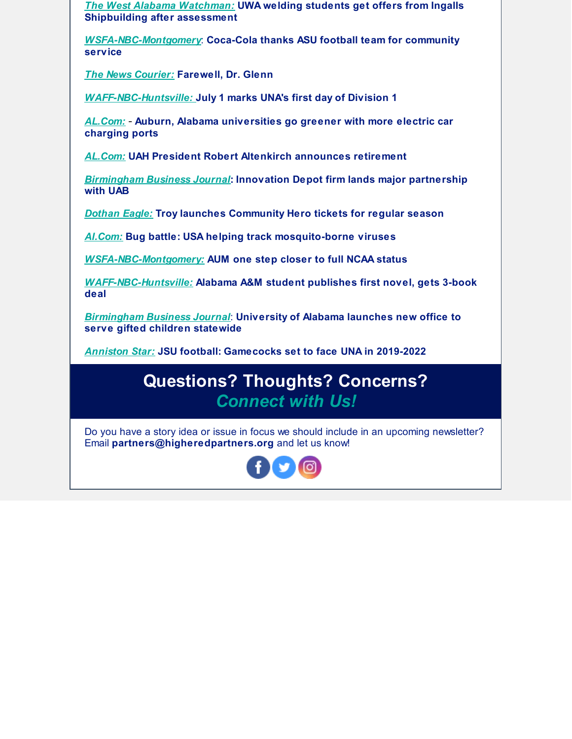*The West Alabama Watchman:* **UWA welding students get offers from Ingalls Shipbuilding after assessment**

*WSFA-NBC-Montgomery*: **Coca-Cola thanks ASU football team for community service**

*The News Courier:* **Farewell, Dr. Glenn**

*WAFF-NBC-Huntsville:* **July 1 marks UNA's first day of Division 1**

*AL.Com:* - **Auburn, Alabama universities go greener with more electric car charging ports**

*AL.Com:* **UAH President Robert Altenkirch announces retirement**

*Birmingham Business Journal*: **Innovation Depot firm lands major partnership with UAB**

*Dothan Eagle:* **Troy launches Community Hero tickets for regular season**

*Al.Com:* **Bug battle: USA helping track mosquito-borne viruses**

*WSFA-NBC-Montgomery:* **AUM one step closer to full NCAA status**

*WAFF-NBC-Huntsville:* **Alabama A&M student publishes first novel, gets 3-book deal**

*Birmingham Business Journal*: **University of Alabama launches new office to serve gifted children statewide**

*Anniston Star:* **JSU football: Gamecocks set to face UNA in 2019-2022**

## Questions? Thoughts? Concerns? *Connect with Us!*

Do you have a story idea or issue in focus we should include in an upcoming newsletter? Email **partners@higheredpartners.org** and let us know!